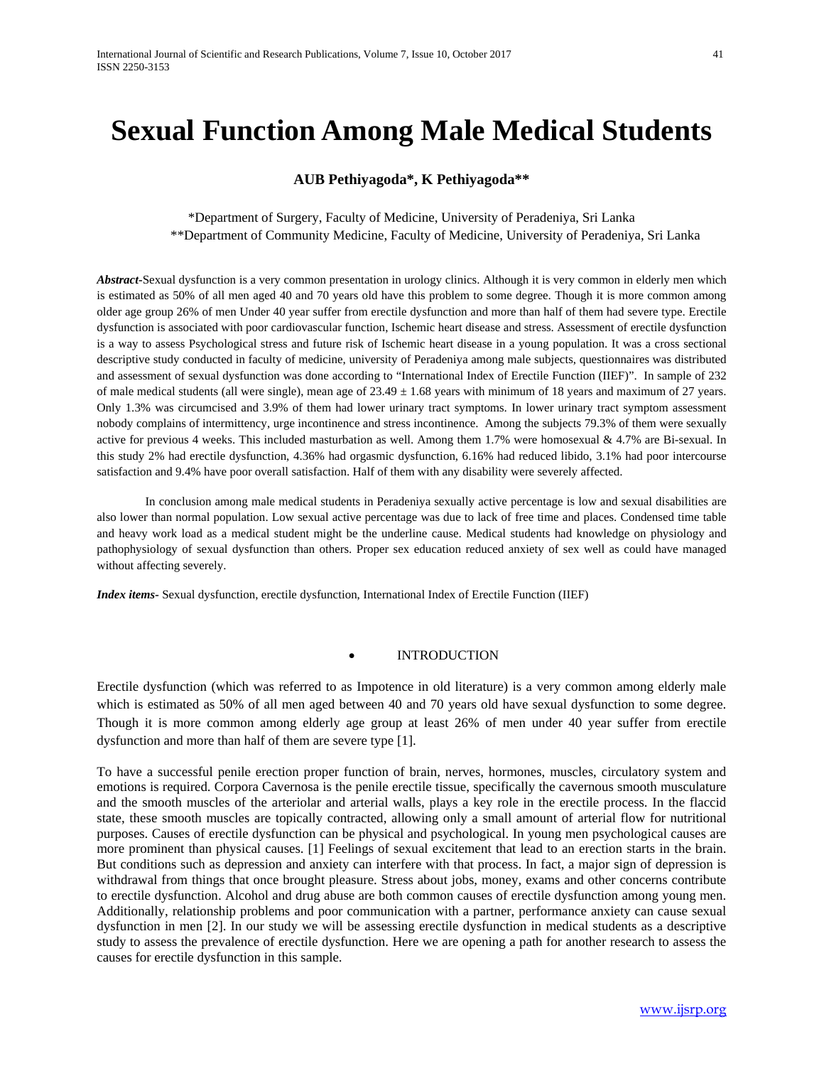# Sexual Function Among Male Medical Students

**AUB Pethiyagoda*, K Pethiyagoda****

*Department of Surgery, Faculty of Medicine, University of Peradeniya, Sri Lanka
**Department of Community Medicine, Faculty of Medicine, University of Peradeniya, Sri Lanka

***Abstract-***Sexual dysfunction is a very common presentation in urology clinics. Although it is very common in elderly men which is estimated as 50% of all men aged 40 and 70 years old have this problem to some degree. Though it is more common among older age group 26% of men Under 40 year suffer from erectile dysfunction and more than half of them had severe type. Erectile dysfunction is associated with poor cardiovascular function, Ischemic heart disease and stress. Assessment of erectile dysfunction is a way to assess Psychological stress and future risk of Ischemic heart disease in a young population. It was a cross sectional descriptive study conducted in faculty of medicine, university of Peradeniya among male subjects, questionnaires was distributed and assessment of sexual dysfunction was done according to "International Index of Erectile Function (IIEF)". In sample of 232 of male medical students (all were single), mean age of 23.49 ± 1.68 years with minimum of 18 years and maximum of 27 years. Only 1.3% was circumcised and 3.9% of them had lower urinary tract symptoms. In lower urinary tract symptom assessment nobody complains of intermittency, urge incontinence and stress incontinence. Among the subjects 79.3% of them were sexually active for previous 4 weeks. This included masturbation as well. Among them 1.7% were homosexual & 4.7% are Bi-sexual. In this study 2% had erectile dysfunction, 4.36% had orgasmic dysfunction, 6.16% had reduced libido, 3.1% had poor intercourse satisfaction and 9.4% have poor overall satisfaction. Half of them with any disability were severely affected.

In conclusion among male medical students in Peradeniya sexually active percentage is low and sexual disabilities are also lower than normal population. Low sexual active percentage was due to lack of free time and places. Condensed time table and heavy work load as a medical student might be the underline cause. Medical students had knowledge on physiology and pathophysiology of sexual dysfunction than others. Proper sex education reduced anxiety of sex well as could have managed without affecting severely.

***Index items-*** Sexual dysfunction, erectile dysfunction, International Index of Erectile Function (IIEF)

## INTRODUCTION

Erectile dysfunction (which was referred to as Impotence in old literature) is a very common among elderly male which is estimated as 50% of all men aged between 40 and 70 years old have sexual dysfunction to some degree. Though it is more common among elderly age group at least 26% of men under 40 year suffer from erectile dysfunction and more than half of them are severe type [1].

To have a successful penile erection proper function of brain, nerves, hormones, muscles, circulatory system and emotions is required. Corpora Cavernosa is the penile erectile tissue, specifically the cavernous smooth musculature and the smooth muscles of the arteriolar and arterial walls, plays a key role in the erectile process. In the flaccid state, these smooth muscles are topically contracted, allowing only a small amount of arterial flow for nutritional purposes. Causes of erectile dysfunction can be physical and psychological. In young men psychological causes are more prominent than physical causes. [1] Feelings of sexual excitement that lead to an erection starts in the brain. But conditions such as depression and anxiety can interfere with that process. In fact, a major sign of depression is withdrawal from things that once brought pleasure. Stress about jobs, money, exams and other concerns contribute to erectile dysfunction. Alcohol and drug abuse are both common causes of erectile dysfunction among young men. Additionally, relationship problems and poor communication with a partner, performance anxiety can cause sexual dysfunction in men [2]. In our study we will be assessing erectile dysfunction in medical students as a descriptive study to assess the prevalence of erectile dysfunction. Here we are opening a path for another research to assess the causes for erectile dysfunction in this sample.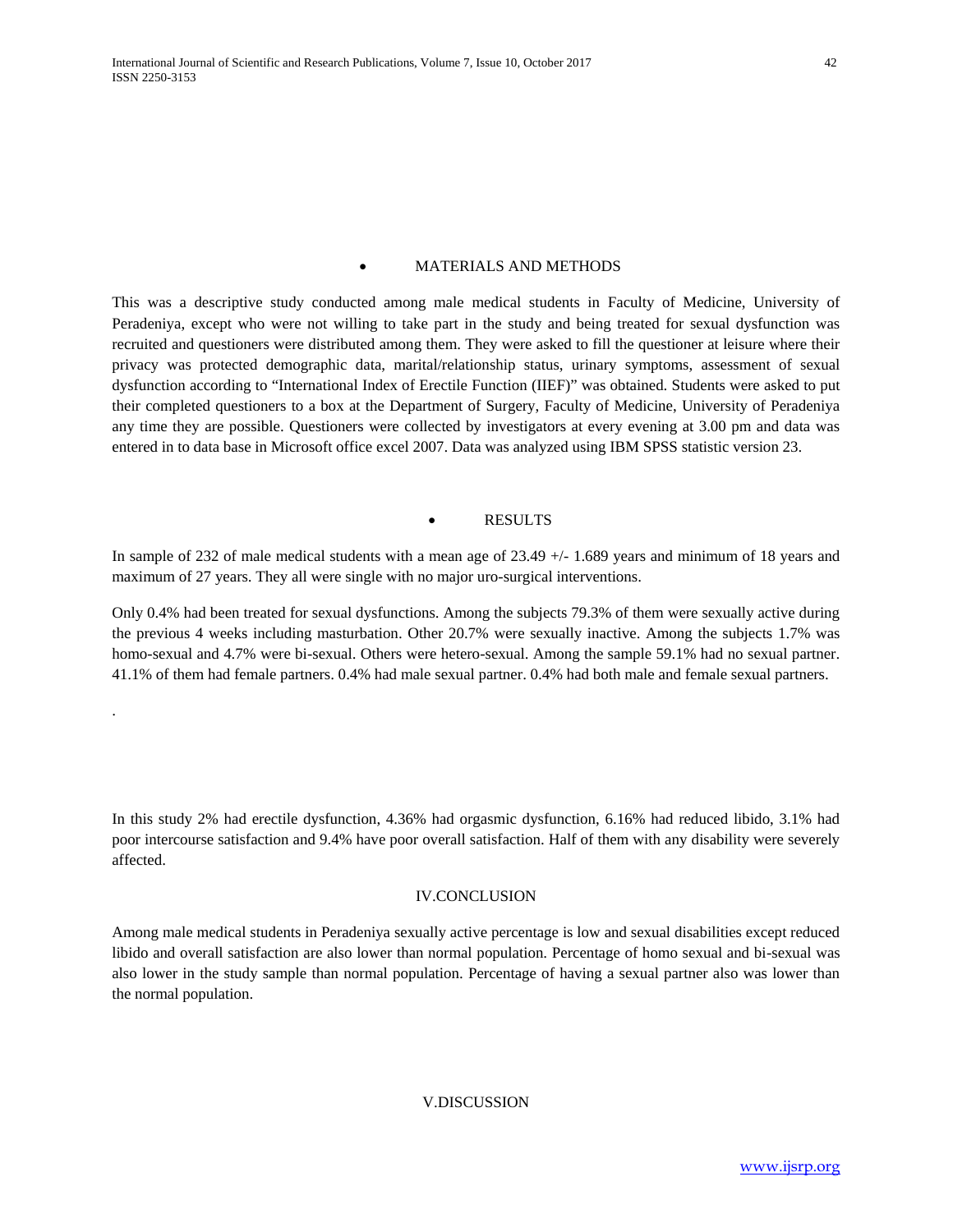## MATERIALS AND METHODS

This was a descriptive study conducted among male medical students in Faculty of Medicine, University of Peradeniya, except who were not willing to take part in the study and being treated for sexual dysfunction was recruited and questioners were distributed among them. They were asked to fill the questioner at leisure where their privacy was protected demographic data, marital/relationship status, urinary symptoms, assessment of sexual dysfunction according to "International Index of Erectile Function (IIEF)" was obtained. Students were asked to put their completed questioners to a box at the Department of Surgery, Faculty of Medicine, University of Peradeniya any time they are possible. Questioners were collected by investigators at every evening at 3.00 pm and data was entered in to data base in Microsoft office excel 2007. Data was analyzed using IBM SPSS statistic version 23.

## RESULTS

In sample of 232 of male medical students with a mean age of 23.49 +/- 1.689 years and minimum of 18 years and maximum of 27 years. They all were single with no major uro-surgical interventions.

Only 0.4% had been treated for sexual dysfunctions. Among the subjects 79.3% of them were sexually active during the previous 4 weeks including masturbation. Other 20.7% were sexually inactive. Among the subjects 1.7% was homo-sexual and 4.7% were bi-sexual. Others were hetero-sexual. Among the sample 59.1% had no sexual partner. 41.1% of them had female partners. 0.4% had male sexual partner. 0.4% had both male and female sexual partners.

.

In this study 2% had erectile dysfunction, 4.36% had orgasmic dysfunction, 6.16% had reduced libido, 3.1% had poor intercourse satisfaction and 9.4% have poor overall satisfaction. Half of them with any disability were severely affected.

## IV.CONCLUSION

Among male medical students in Peradeniya sexually active percentage is low and sexual disabilities except reduced libido and overall satisfaction are also lower than normal population. Percentage of homo sexual and bi-sexual was also lower in the study sample than normal population. Percentage of having a sexual partner also was lower than the normal population.

## V.DISCUSSION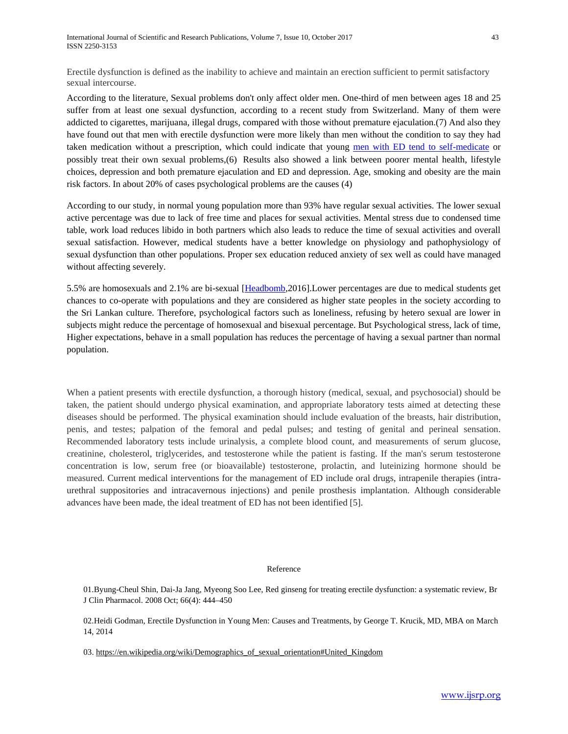Erectile dysfunction is defined as the inability to achieve and maintain an erection sufficient to permit satisfactory sexual intercourse.

According to the literature, Sexual problems don't only affect older men. One-third of men between ages 18 and 25 suffer from at least one sexual dysfunction, according to a recent study from Switzerland. Many of them were addicted to cigarettes, marijuana, illegal drugs, compared with those without premature ejaculation.(7) And also they have found out that men with erectile dysfunction were more likely than men without the condition to say they had taken medication without a prescription, which could indicate that young men with ED tend to self-medicate or possibly treat their own sexual problems,(6) Results also showed a link between poorer mental health, lifestyle choices, depression and both premature ejaculation and ED and depression. Age, smoking and obesity are the main risk factors. In about 20% of cases psychological problems are the causes (4)

According to our study, in normal young population more than 93% have regular sexual activities. The lower sexual active percentage was due to lack of free time and places for sexual activities. Mental stress due to condensed time table, work load reduces libido in both partners which also leads to reduce the time of sexual activities and overall sexual satisfaction. However, medical students have a better knowledge on physiology and pathophysiology of sexual dysfunction than other populations. Proper sex education reduced anxiety of sex well as could have managed without affecting severely.

5.5% are homosexuals and 2.1% are bi-sexual [Headbomb,2016].Lower percentages are due to medical students get chances to co-operate with populations and they are considered as higher state peoples in the society according to the Sri Lankan culture. Therefore, psychological factors such as loneliness, refusing by hetero sexual are lower in subjects might reduce the percentage of homosexual and bisexual percentage. But Psychological stress, lack of time, Higher expectations, behave in a small population has reduces the percentage of having a sexual partner than normal population.

When a patient presents with erectile dysfunction, a thorough history (medical, sexual, and psychosocial) should be taken, the patient should undergo physical examination, and appropriate laboratory tests aimed at detecting these diseases should be performed. The physical examination should include evaluation of the breasts, hair distribution, penis, and testes; palpation of the femoral and pedal pulses; and testing of genital and perineal sensation. Recommended laboratory tests include urinalysis, a complete blood count, and measurements of serum glucose, creatinine, cholesterol, triglycerides, and testosterone while the patient is fasting. If the man's serum testosterone concentration is low, serum free (or bioavailable) testosterone, prolactin, and luteinizing hormone should be measured. Current medical interventions for the management of ED include oral drugs, intrapenile therapies (intra-urethral suppositories and intracavernous injections) and penile prosthesis implantation. Although considerable advances have been made, the ideal treatment of ED has not been identified [5].

## Reference

01.Byung-Cheul Shin, Dai-Ja Jang, Myeong Soo Lee, Red ginseng for treating erectile dysfunction: a systematic review, Br J Clin Pharmacol. 2008 Oct; 66(4): 444–450

02.Heidi Godman, Erectile Dysfunction in Young Men: Causes and Treatments, by George T. Krucik, MD, MBA on March 14, 2014

03. https://en.wikipedia.org/wiki/Demographics_of_sexual_orientation#United_Kingdom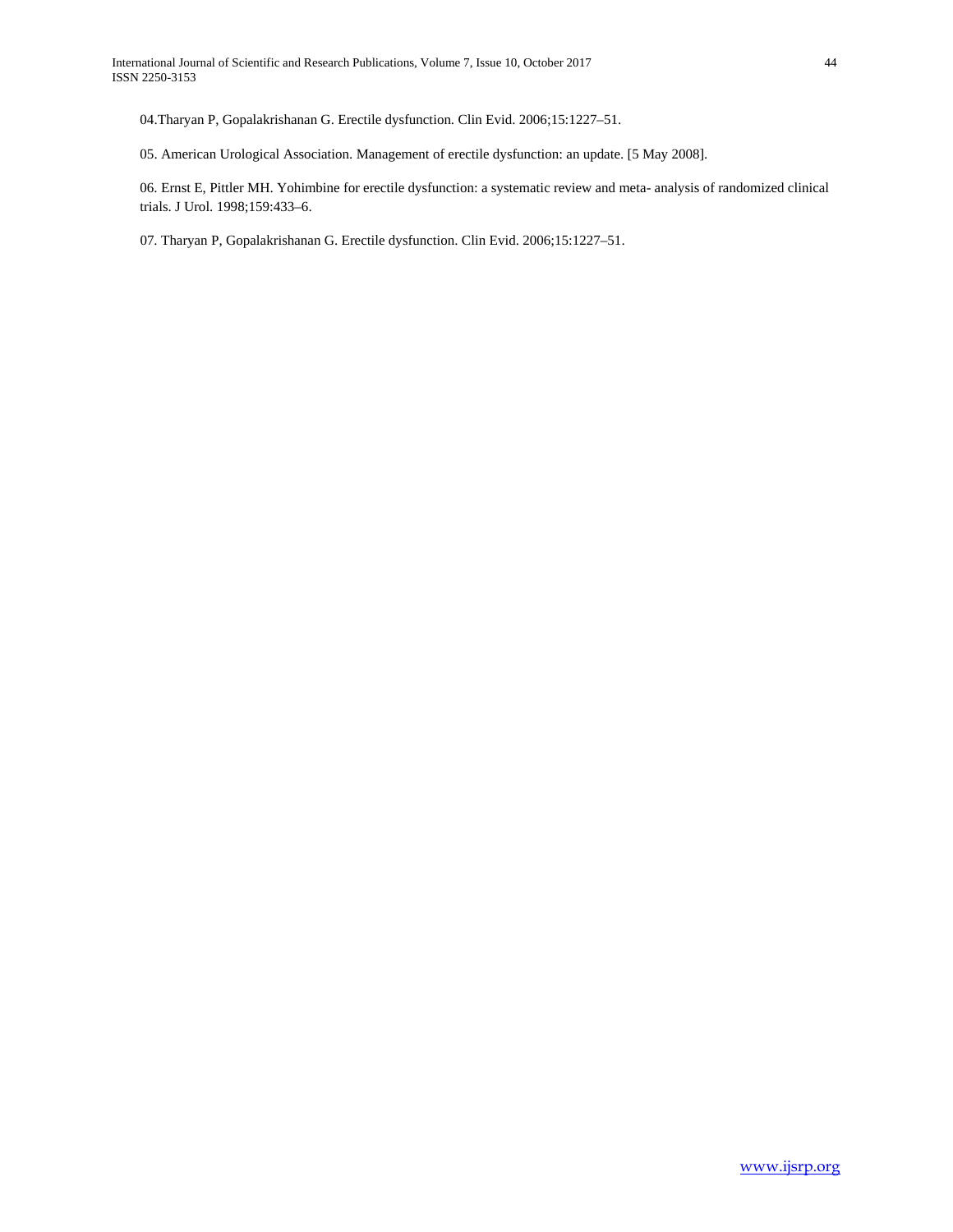04.Tharyan P, Gopalakrishanan G. Erectile dysfunction. Clin Evid. 2006;15:1227–51.

05. American Urological Association. Management of erectile dysfunction: an update. [5 May 2008].

06. Ernst E, Pittler MH. Yohimbine for erectile dysfunction: a systematic review and meta- analysis of randomized clinical trials. J Urol. 1998;159:433–6.

07. Tharyan P, Gopalakrishanan G. Erectile dysfunction. Clin Evid. 2006;15:1227–51.